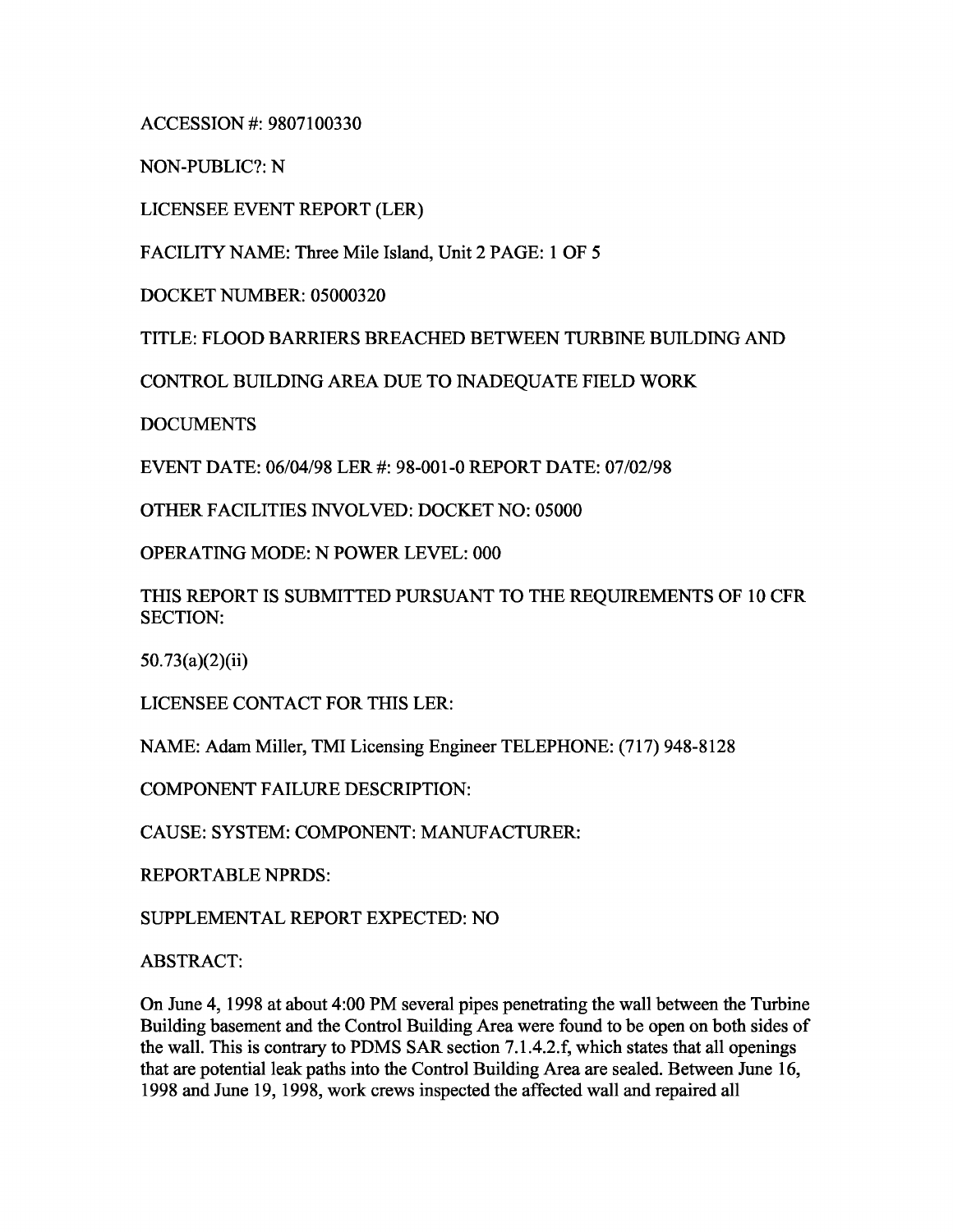ACCESSION #: 9807100330

NON-PUBLIC?: N

LICENSEE EVENT REPORT (LER)

FACILITY NAME: Three Mile Island, Unit 2 PAGE: 1 OF 5

DOCKET NUMBER: 05000320

TITLE: FLOOD BARRIERS BREACHED BETWEEN TURBINE BUILDING AND CONTROL BUILDING AREA DUE TO INADEQUATE FIELD WORK DOCUMENTS

EVENT DATE: 06/04/98 LER #: 98-001-0 REPORT DATE: 07/02/98

OTHER FACILITIES INVOLVED: DOCKET NO: 05000

OPERATING MODE: N POWER LEVEL: 000

THIS REPORT IS SUBMITTED PURSUANT TO THE REQUIREMENTS OF 10 CFR SECTION:

50.73(a)(2)(ii)

LICENSEE CONTACT FOR THIS LER:

NAME: Adam Miller, TMI Licensing Engineer TELEPHONE: (717) 948-8128

COMPONENT FAILURE DESCRIPTION:

CAUSE: SYSTEM: COMPONENT: MANUFACTURER:

REPORTABLE NPRDS:

SUPPLEMENTAL REPORT EXPECTED: NO

ABSTRACT:

On June 4, 1998 at about 4:00 PM several pipes penetrating the wall between the Turbine Building basement and the Control Building Area were found to be open on both sides of the wall. This is contrary to PDMS SAR section 7.1.4.2.f, which states that all openings that are potential leak paths into the Control Building Area are sealed. Between June 16, 1998 and June 19, 1998, work crews inspected the affected wall and repaired all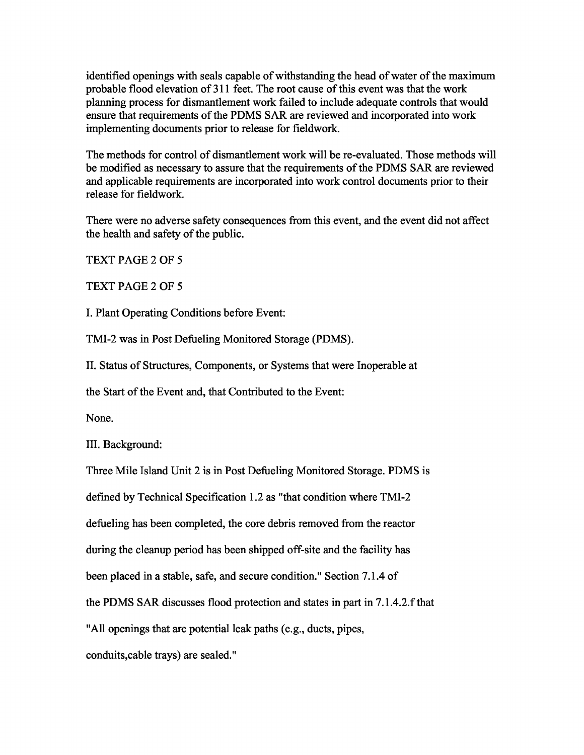identified openings with seals capable of withstanding the head of water of the maximum probable flood elevation of 311 feet. The root cause of this event was that the work planning process for dismantlement work failed to include adequate controls that would ensure that requirements of the PDMS SAR are reviewed and incorporated into work implementing documents prior to release for fieldwork.

The methods for control of dismantlement work will be re-evaluated. Those methods will be modified as necessary to assure that the requirements of the PDMS SAR are reviewed and applicable requirements are incorporated into work control documents prior to their release for fieldwork.

There were no adverse safety consequences from this event, and the event did not affect the health and safety of the public.

TEXT PAGE 2 OF 5

TEXT PAGE 2 OF 5

I. Plant Operating Conditions before Event:

TMI-2 was in Post Defueling Monitored Storage (PDMS).

II. Status of Structures, Components, or Systems that were Inoperable at the Start of the Event and, that Contributed to the Event:

None.

III. Background:

Three Mile Island Unit 2 is in Post Defueling Monitored Storage. PDMS is defined by Technical Specification 1.2 as "that condition where TMI-2 defueling has been completed, the core debris removed from the reactor during the cleanup period has been shipped off-site and the facility has been placed in a stable, safe, and secure condition." Section 7.1.4 of the PDMS SAR discusses flood protection and states in part in 7.1.4.2.f that "All openings that are potential leak paths (e.g., ducts, pipes, conduits,cable trays) are sealed."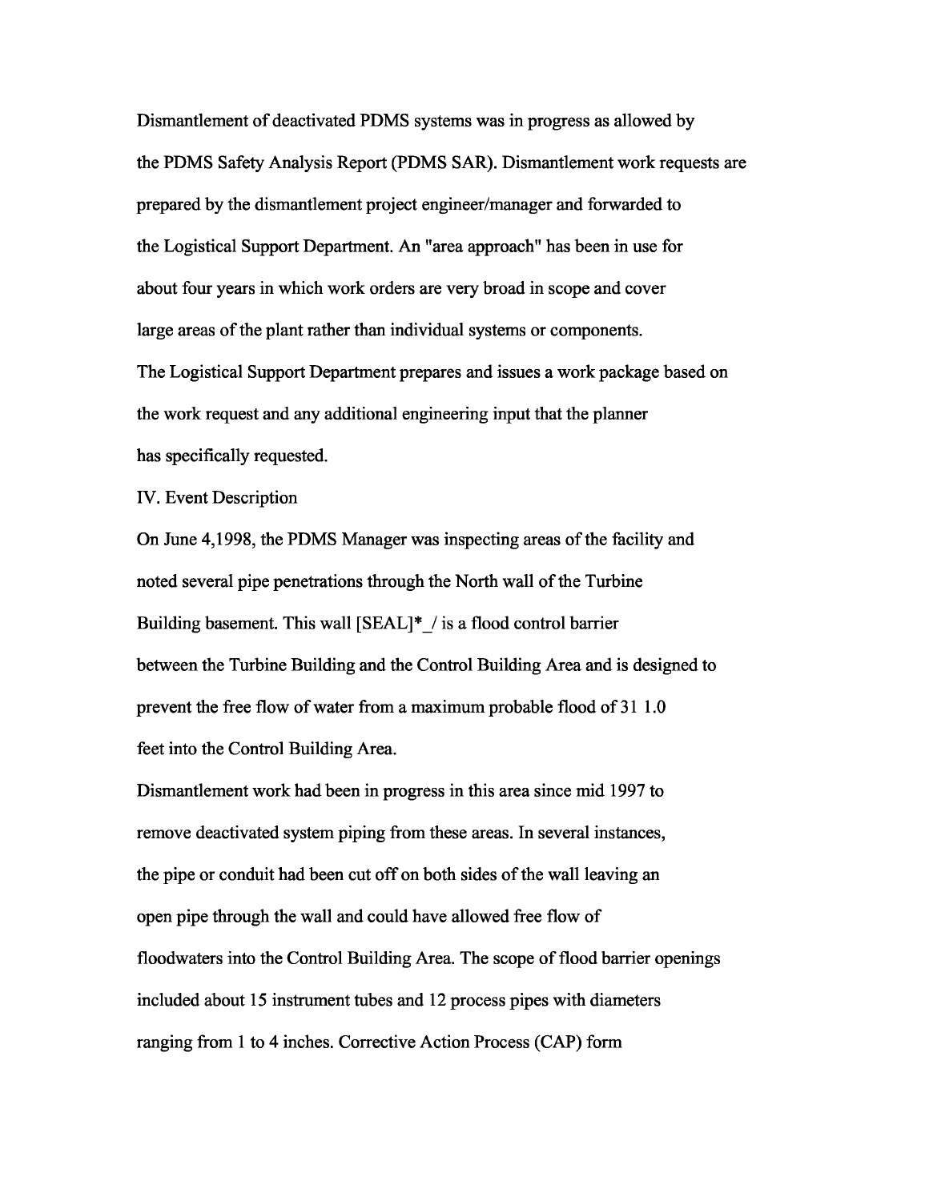Dismantlement of deactivated PDMS systems was in progress as allowed by the PDMS Safety Analysis Report (PDMS SAR). Dismantlement work requests are prepared by the dismantlement project engineer/manager and forwarded to the Logistical Support Department. An "area approach" has been in use for about four years in which work orders are very broad in scope and cover large areas of the plant rather than individual systems or components. The Logistical Support Department prepares and issues a work package based on the work request and any additional engineering input that the planner has specifically requested.

IV. Event Description

On June 4,1998, the PDMS Manager was inspecting areas of the facility and noted several pipe penetrations through the North wall of the Turbine Building basement. This wall [SEAL]*_/ is a flood control barrier between the Turbine Building and the Control Building Area and is designed to prevent the free flow of water from a maximum probable flood of 31 1.0 feet into the Control Building Area.

Dismantlement work had been in progress in this area since mid 1997 to remove deactivated system piping from these areas. In several instances, the pipe or conduit had been cut off on both sides of the wall leaving an open pipe through the wall and could have allowed free flow of floodwaters into the Control Building Area. The scope of flood barrier openings included about 15 instrument tubes and 12 process pipes with diameters ranging from 1 to 4 inches. Corrective Action Process (CAP) form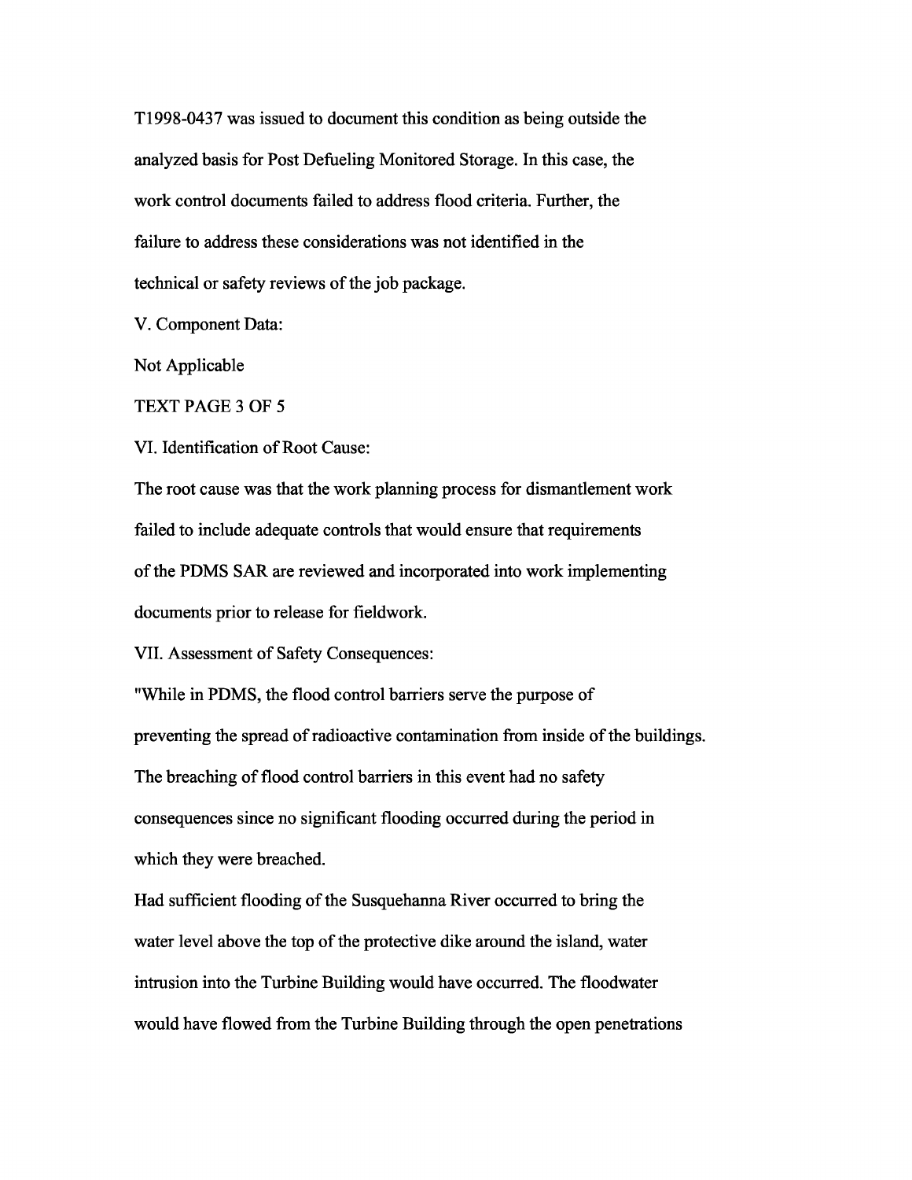T1998-0437 was issued to document this condition as being outside the analyzed basis for Post Defueling Monitored Storage. In this case, the work control documents failed to address flood criteria. Further, the failure to address these considerations was not identified in the technical or safety reviews of the job package.

V. Component Data:

Not Applicable

TEXT PAGE 3 OF 5

VI. Identification of Root Cause:

The root cause was that the work planning process for dismantlement work failed to include adequate controls that would ensure that requirements of the PDMS SAR are reviewed and incorporated into work implementing documents prior to release for fieldwork.

VII. Assessment of Safety Consequences:

"While in PDMS, the flood control barriers serve the purpose of preventing the spread of radioactive contamination from inside of the buildings. The breaching of flood control barriers in this event had no safety consequences since no significant flooding occurred during the period in which they were breached.

Had sufficient flooding of the Susquehanna River occurred to bring the water level above the top of the protective dike around the island, water intrusion into the Turbine Building would have occurred. The floodwater would have flowed from the Turbine Building through the open penetrations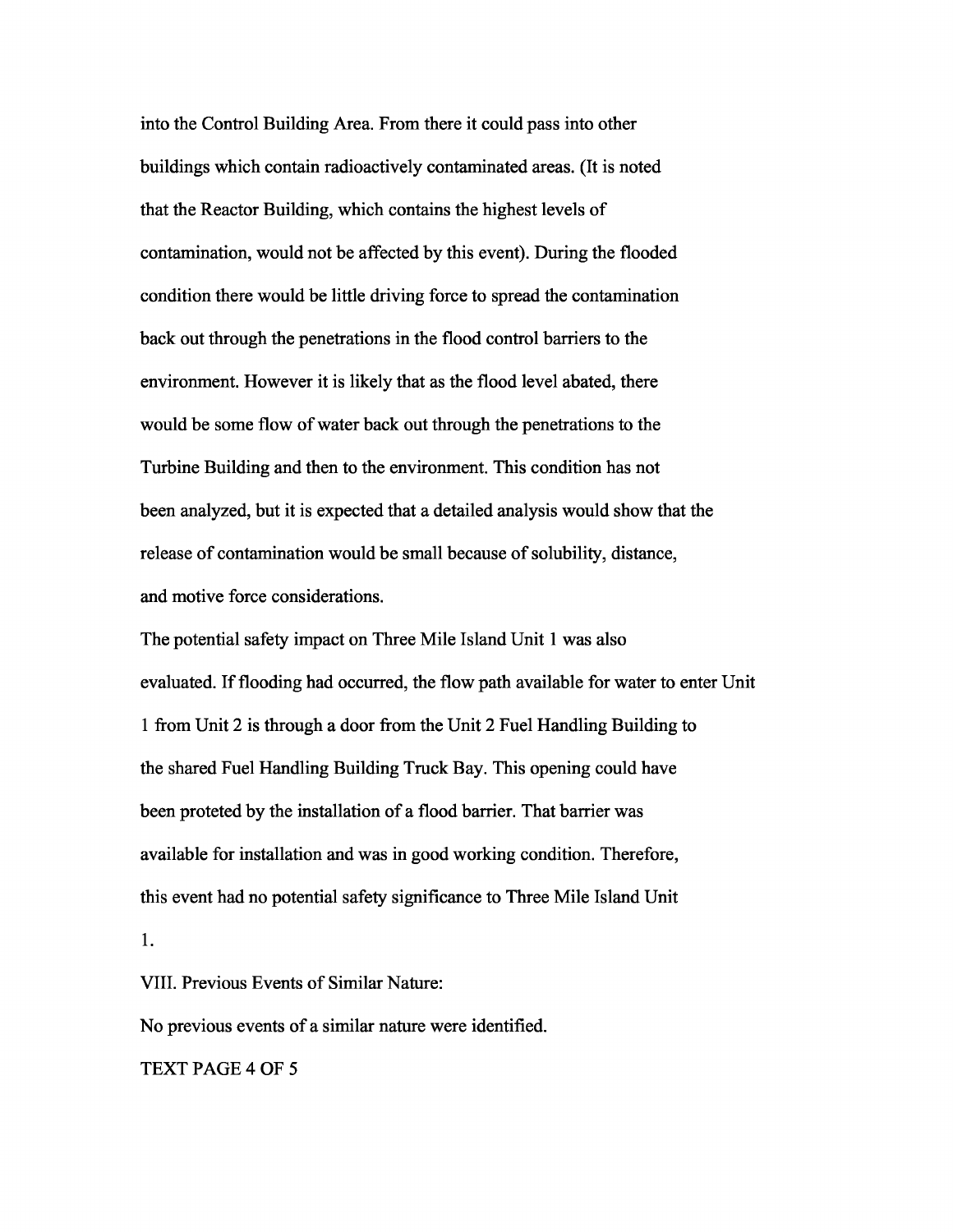into the Control Building Area. From there it could pass into other buildings which contain radioactively contaminated areas. (It is noted that the Reactor Building, which contains the highest levels of contamination, would not be affected by this event). During the flooded condition there would be little driving force to spread the contamination back out through the penetrations in the flood control barriers to the environment. However it is likely that as the flood level abated, there would be some flow of water back out through the penetrations to the Turbine Building and then to the environment. This condition has not been analyzed, but it is expected that a detailed analysis would show that the release of contamination would be small because of solubility, distance, and motive force considerations.

The potential safety impact on Three Mile Island Unit 1 was also evaluated. If flooding had occurred, the flow path available for water to enter Unit 1 from Unit 2 is through a door from the Unit 2 Fuel Handling Building to the shared Fuel Handling Building Truck Bay. This opening could have been proteted by the installation of a flood barrier. That barrier was available for installation and was in good working condition. Therefore, this event had no potential safety significance to Three Mile Island Unit 1.

VIII. Previous Events of Similar Nature:

No previous events of a similar nature were identified.

TEXT PAGE 4 OF 5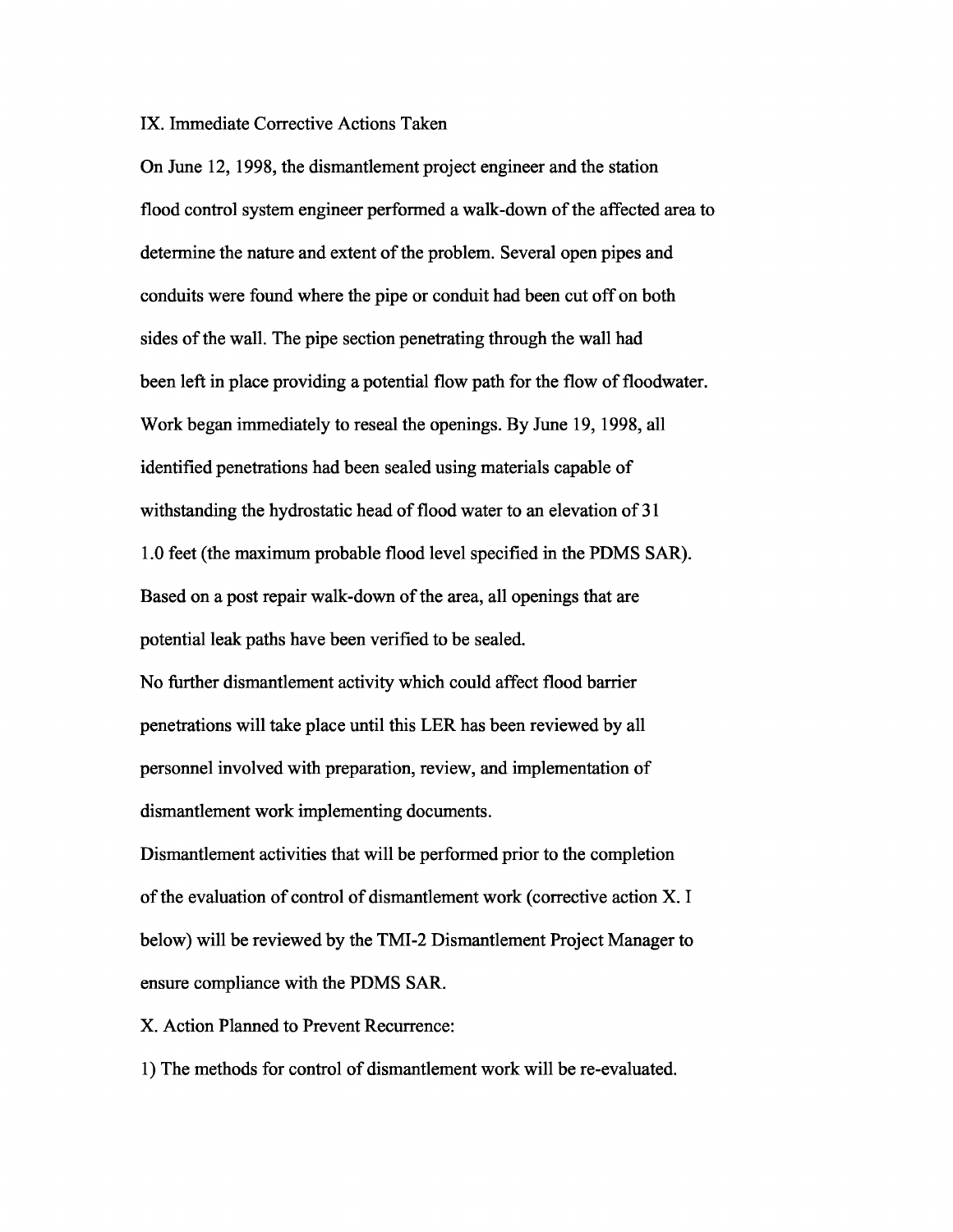IX. Immediate Corrective Actions Taken

On June 12, 1998, the dismantlement project engineer and the station flood control system engineer performed a walk-down of the affected area to determine the nature and extent of the problem. Several open pipes and conduits were found where the pipe or conduit had been cut off on both sides of the wall. The pipe section penetrating through the wall had been left in place providing a potential flow path for the flow of floodwater. Work began immediately to reseal the openings. By June 19, 1998, all identified penetrations had been sealed using materials capable of withstanding the hydrostatic head of flood water to an elevation of 31 1.0 feet (the maximum probable flood level specified in the PDMS SAR). Based on a post repair walk-down of the area, all openings that are potential leak paths have been verified to be sealed.

No further dismantlement activity which could affect flood barrier penetrations will take place until this LER has been reviewed by all personnel involved with preparation, review, and implementation of dismantlement work implementing documents.

Dismantlement activities that will be performed prior to the completion of the evaluation of control of dismantlement work (corrective action X. I below) will be reviewed by the TMI-2 Dismantlement Project Manager to ensure compliance with the PDMS SAR.

X. Action Planned to Prevent Recurrence:

1) The methods for control of dismantlement work will be re-evaluated.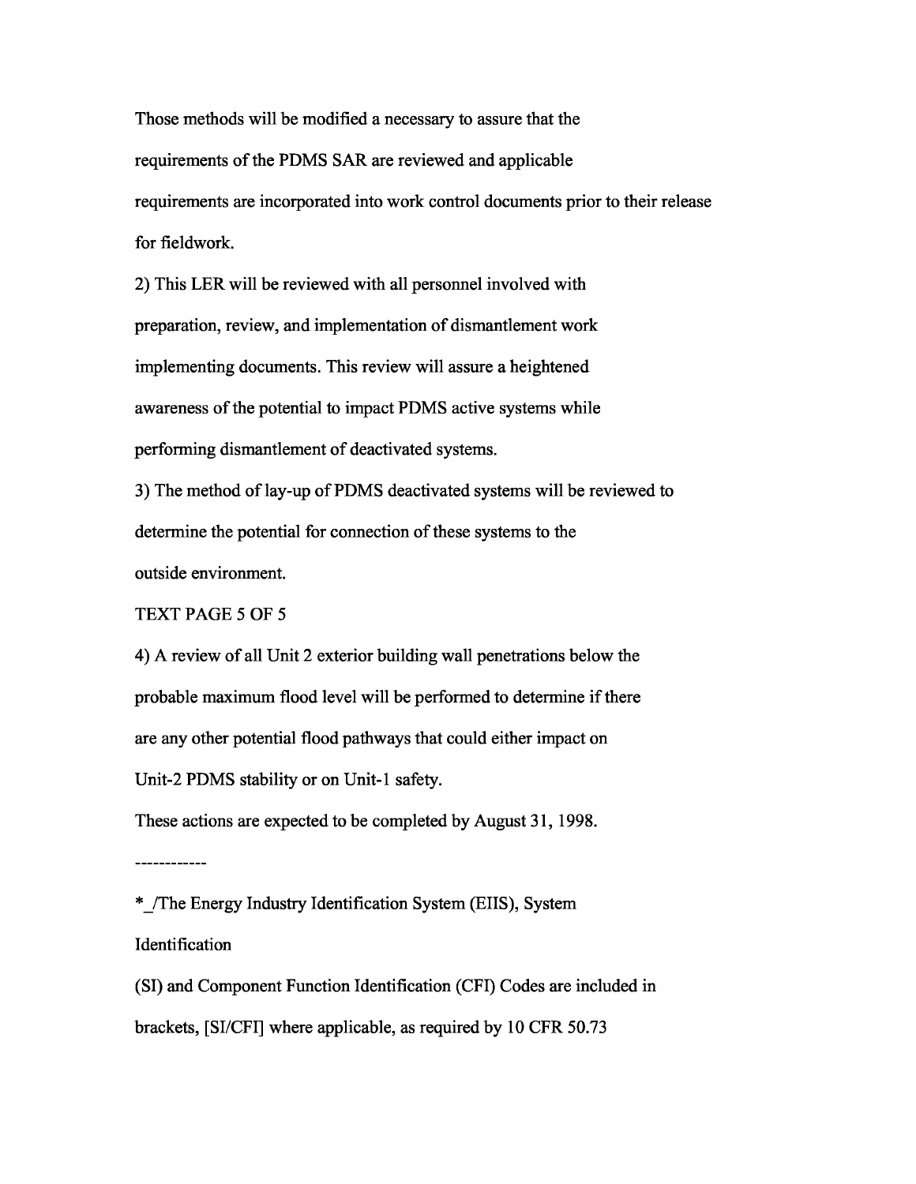Those methods will be modified a necessary to assure that the requirements of the PDMS SAR are reviewed and applicable requirements are incorporated into work control documents prior to their release for fieldwork.

2) This LER will be reviewed with all personnel involved with preparation, review, and implementation of dismantlement work implementing documents. This review will assure a heightened awareness of the potential to impact PDMS active systems while performing dismantlement of deactivated systems.

3) The method of lay-up of PDMS deactivated systems will be reviewed to determine the potential for connection of these systems to the outside environment.

TEXT PAGE 5 OF 5

4) A review of all Unit 2 exterior building wall penetrations below the probable maximum flood level will be performed to determine if there are any other potential flood pathways that could either impact on Unit-2 PDMS stability or on Unit-1 safety.

These actions are expected to be completed by August 31, 1998.

------------

*_/The Energy Industry Identification System (EIIS), System Identification (SI) and Component Function Identification (CFI) Codes are included in brackets, [SI/CFI] where applicable, as required by 10 CFR 50.73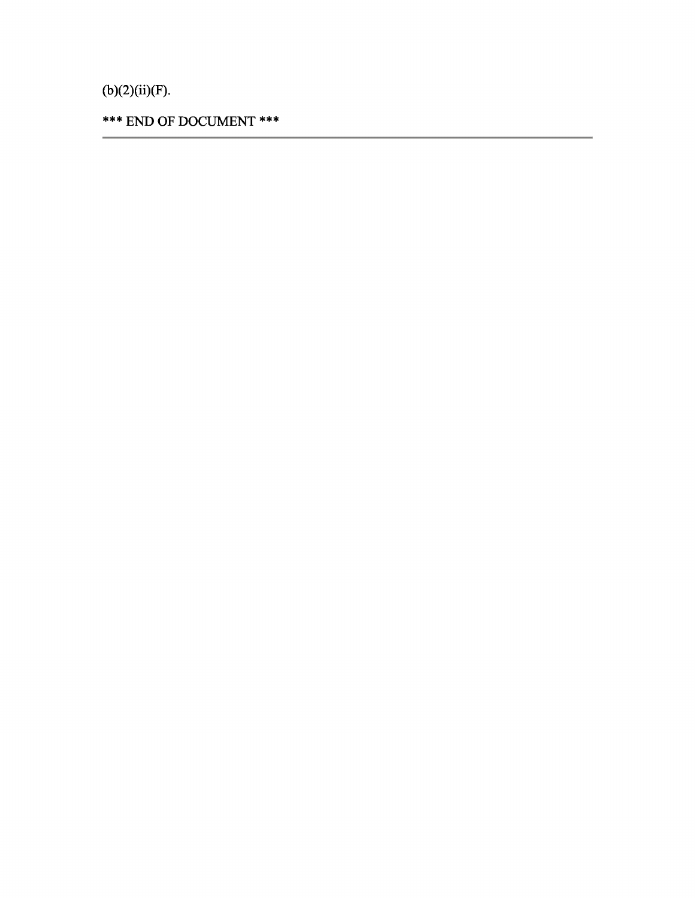(b)(2)(ii)(F).

*** END OF DOCUMENT ***

---